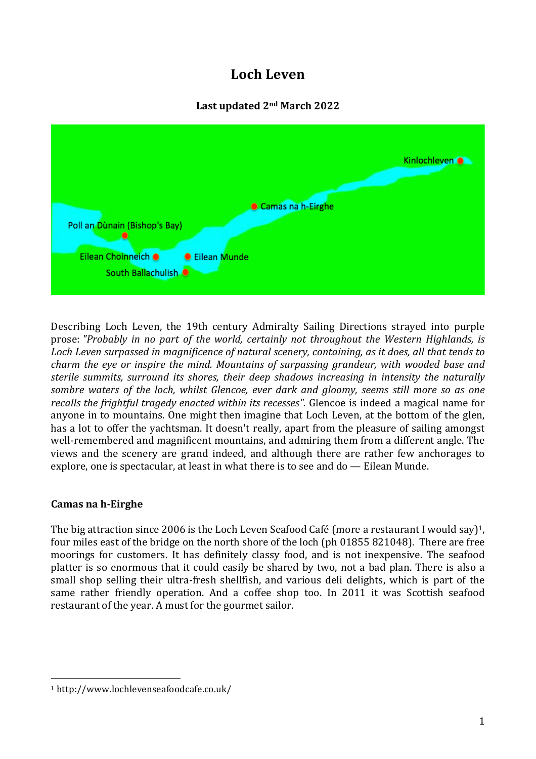# Loch Leven

**Last updated 2nd March 2022**

Kinlochleven

Camas na h-Eirghe

Poll an Dùnain (Bishop's Bay)

Eilean Choinneich

Eilean Munde

South Ballachulish

Describing Loch Leven, the 19th century Admiralty Sailing Directions strayed into purple prose: *"Probably in no part of the world, certainly not throughout the Western Highlands, is Loch Leven surpassed in magnificence of natural scenery, containing, as it does, all that tends to charm the eye or inspire the mind. Mountains of surpassing grandeur, with wooded base and sterile summits, surround its shores, their deep shadows increasing in intensity the naturally sombre waters of the loch, whilst Glencoe, ever dark and gloomy, seems still more so as one recalls the frightful tragedy enacted within its recesses".* Glencoe is indeed a magical name for anyone in to mountains. One might then imagine that Loch Leven, at the bottom of the glen, has a lot to offer the yachtsman. It doesn't really, apart from the pleasure of sailing amongst well-remembered and magnificent mountains, and admiring them from a different angle. The views and the scenery are grand indeed, and although there are rather few anchorages to explore, one is spectacular, at least in what there is to see and do — Eilean Munde.

### Camas na h-Eirghe

The big attraction since 2006 is the Loch Leven Seafood Café (more a restaurant I would say)[1], four miles east of the bridge on the north shore of the loch (ph 01855 821048). There are free moorings for customers. It has definitely classy food, and is not inexpensive. The seafood platter is so enormous that it could easily be shared by two, not a bad plan. There is also a small shop selling their ultra-fresh shellfish, and various deli delights, which is part of the same rather friendly operation. And a coffee shop too. In 2011 it was Scottish seafood restaurant of the year. A must for the gourmet sailor.

[1] http://www.lochlevenseafoodcafe.co.uk/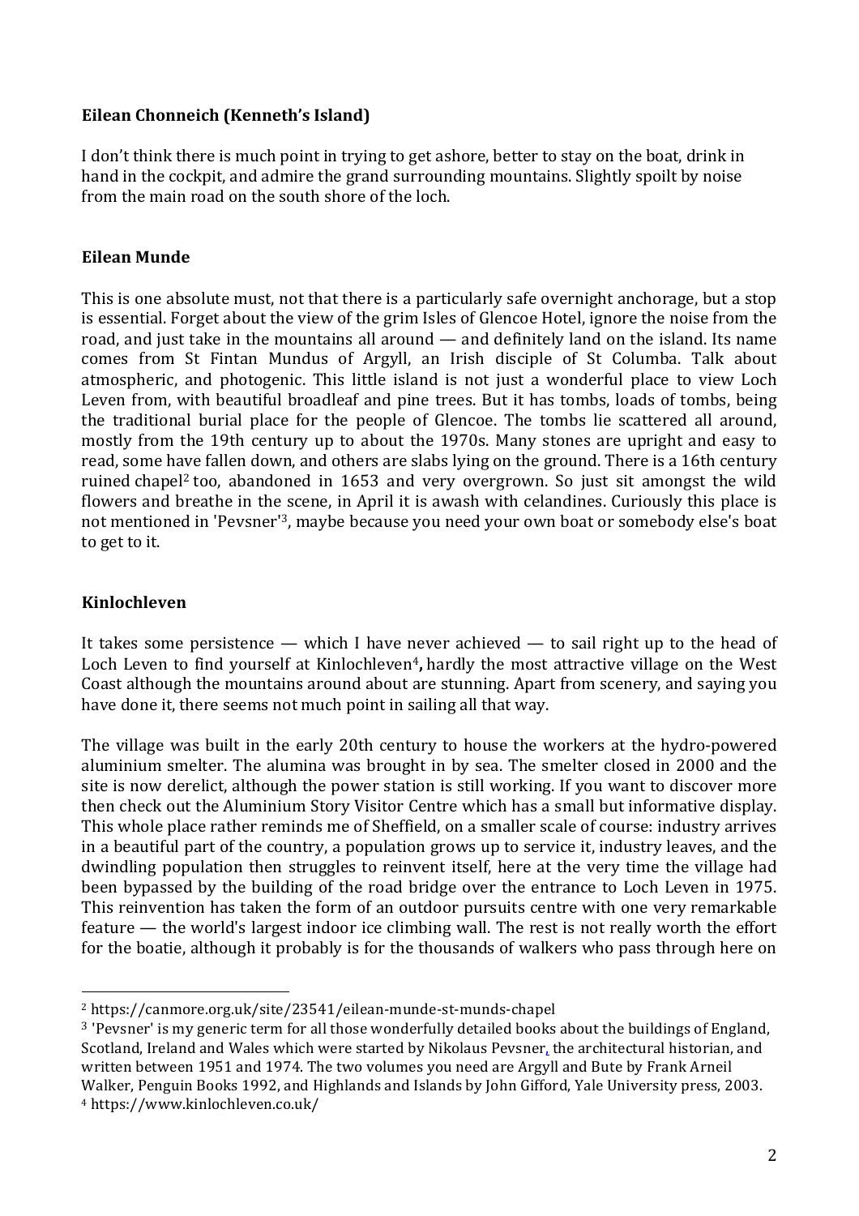**Eilean Chonneich (Kenneth's Island)**

I don't think there is much point in trying to get ashore, better to stay on the boat, drink in hand in the cockpit, and admire the grand surrounding mountains. Slightly spoilt by noise from the main road on the south shore of the loch.

**Eilean Munde**

This is one absolute must, not that there is a particularly safe overnight anchorage, but a stop is essential. Forget about the view of the grim Isles of Glencoe Hotel, ignore the noise from the road, and just take in the mountains all around — and definitely land on the island. Its name comes from St Fintan Mundus of Argyll, an Irish disciple of St Columba. Talk about atmospheric, and photogenic. This little island is not just a wonderful place to view Loch Leven from, with beautiful broadleaf and pine trees. But it has tombs, loads of tombs, being the traditional burial place for the people of Glencoe. The tombs lie scattered all around, mostly from the 19th century up to about the 1970s. Many stones are upright and easy to read, some have fallen down, and others are slabs lying on the ground. There is a 16th century ruined chapel[2] too, abandoned in 1653 and very overgrown. So just sit amongst the wild flowers and breathe in the scene, in April it is awash with celandines. Curiously this place is not mentioned in 'Pevsner'[3], maybe because you need your own boat or somebody else's boat to get to it.

**Kinlochleven**

It takes some persistence — which I have never achieved — to sail right up to the head of Loch Leven to find yourself at Kinlochleven[4]**,** hardly the most attractive village on the West Coast although the mountains around about are stunning. Apart from scenery, and saying you have done it, there seems not much point in sailing all that way.

The village was built in the early 20th century to house the workers at the hydro-powered aluminium smelter. The alumina was brought in by sea. The smelter closed in 2000 and the site is now derelict, although the power station is still working. If you want to discover more then check out the Aluminium Story Visitor Centre which has a small but informative display. This whole place rather reminds me of Sheffield, on a smaller scale of course: industry arrives in a beautiful part of the country, a population grows up to service it, industry leaves, and the dwindling population then struggles to reinvent itself, here at the very time the village had been bypassed by the building of the road bridge over the entrance to Loch Leven in 1975. This reinvention has taken the form of an outdoor pursuits centre with one very remarkable feature — the world's largest indoor ice climbing wall. The rest is not really worth the effort for the boatie, although it probably is for the thousands of walkers who pass through here on

---

[2] https://canmore.org.uk/site/23541/eilean-munde-st-munds-chapel

[3] 'Pevsner' is my generic term for all those wonderfully detailed books about the buildings of England, Scotland, Ireland and Wales which were started by Nikolaus Pevsner, the architectural historian, and written between 1951 and 1974. The two volumes you need are Argyll and Bute by Frank Arneil Walker, Penguin Books 1992, and Highlands and Islands by John Gifford, Yale University press, 2003.

[4] https://www.kinlochleven.co.uk/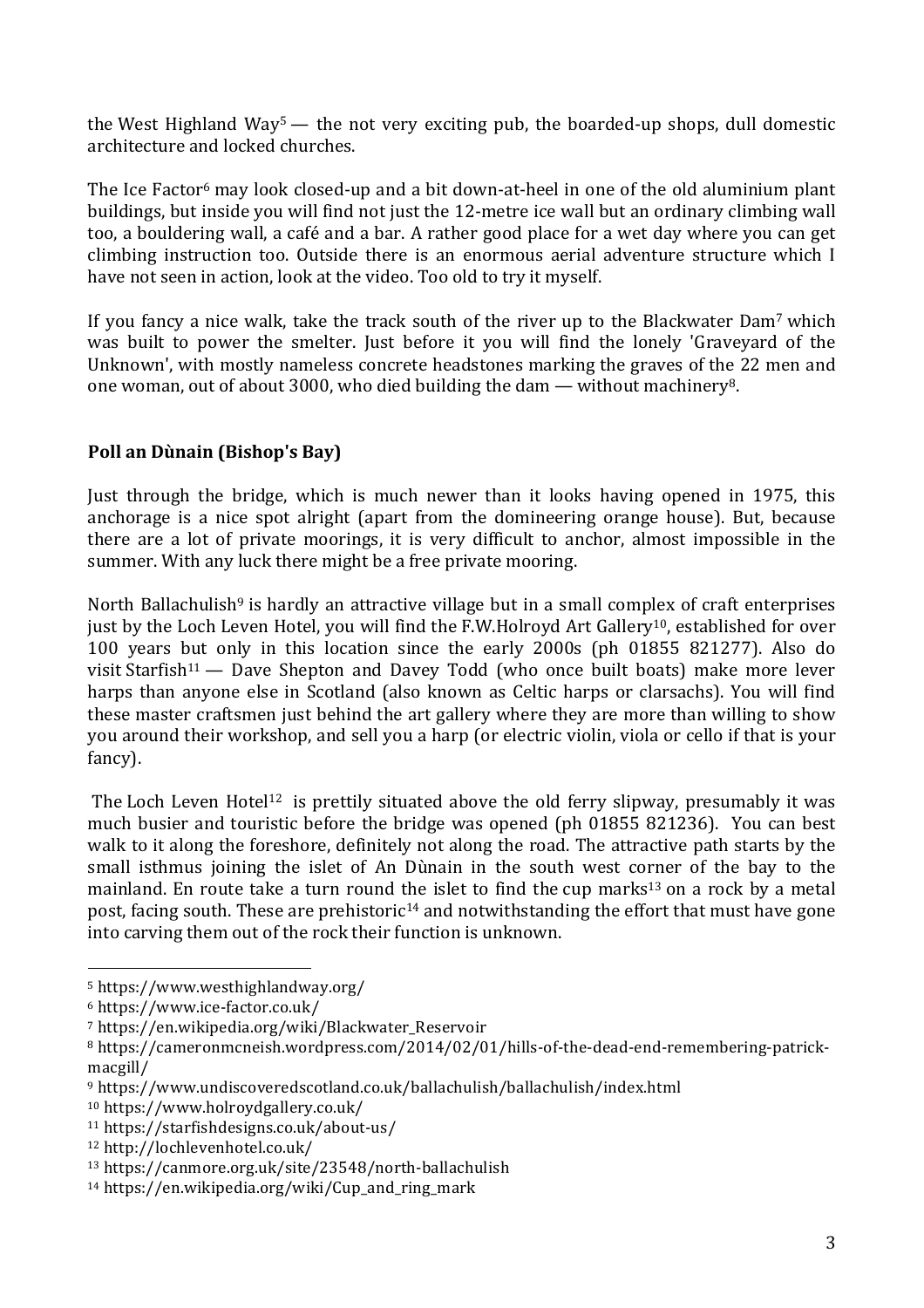the West Highland Way[5] — the not very exciting pub, the boarded-up shops, dull domestic architecture and locked churches.

The Ice Factor[6] may look closed-up and a bit down-at-heel in one of the old aluminium plant buildings, but inside you will find not just the 12-metre ice wall but an ordinary climbing wall too, a bouldering wall, a café and a bar. A rather good place for a wet day where you can get climbing instruction too. Outside there is an enormous aerial adventure structure which I have not seen in action, look at the video. Too old to try it myself.

If you fancy a nice walk, take the track south of the river up to the Blackwater Dam[7] which was built to power the smelter. Just before it you will find the lonely 'Graveyard of the Unknown', with mostly nameless concrete headstones marking the graves of the 22 men and one woman, out of about 3000, who died building the dam — without machinery[8].

### Poll an Dùnain (Bishop's Bay)

Just through the bridge, which is much newer than it looks having opened in 1975, this anchorage is a nice spot alright (apart from the domineering orange house). But, because there are a lot of private moorings, it is very difficult to anchor, almost impossible in the summer. With any luck there might be a free private mooring.

North Ballachulish[9] is hardly an attractive village but in a small complex of craft enterprises just by the Loch Leven Hotel, you will find the F.W.Holroyd Art Gallery[10], established for over 100 years but only in this location since the early 2000s (ph 01855 821277). Also do visit Starfish[11] — Dave Shepton and Davey Todd (who once built boats) make more lever harps than anyone else in Scotland (also known as Celtic harps or clarsachs). You will find these master craftsmen just behind the art gallery where they are more than willing to show you around their workshop, and sell you a harp (or electric violin, viola or cello if that is your fancy).

The Loch Leven Hotel[12] is prettily situated above the old ferry slipway, presumably it was much busier and touristic before the bridge was opened (ph 01855 821236). You can best walk to it along the foreshore, definitely not along the road. The attractive path starts by the small isthmus joining the islet of An Dùnain in the south west corner of the bay to the mainland. En route take a turn round the islet to find the cup marks[13] on a rock by a metal post, facing south. These are prehistoric[14] and notwithstanding the effort that must have gone into carving them out of the rock their function is unknown.

---

[5] https://www.westhighlandway.org/

[6] https://www.ice-factor.co.uk/

[7] https://en.wikipedia.org/wiki/Blackwater_Reservoir

[8] https://cameronmcneish.wordpress.com/2014/02/01/hills-of-the-dead-end-remembering-patrick-macgill/

[9] https://www.undiscoveredscotland.co.uk/ballachulish/ballachulish/index.html

[10] https://www.holroydgallery.co.uk/

[11] https://starfishdesigns.co.uk/about-us/

[12] http://lochlevenhotel.co.uk/

[13] https://canmore.org.uk/site/23548/north-ballachulish

[14] https://en.wikipedia.org/wiki/Cup_and_ring_mark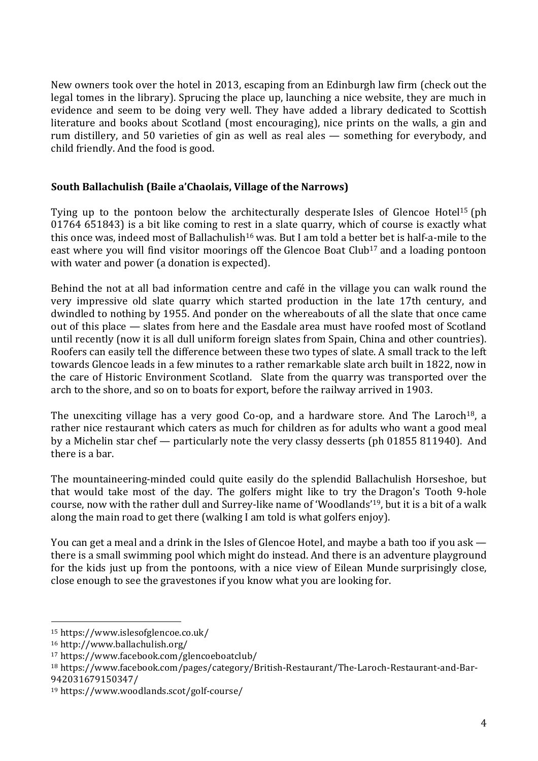New owners took over the hotel in 2013, escaping from an Edinburgh law firm (check out the legal tomes in the library). Sprucing the place up, launching a nice website, they are much in evidence and seem to be doing very well. They have added a library dedicated to Scottish literature and books about Scotland (most encouraging), nice prints on the walls, a gin and rum distillery, and 50 varieties of gin as well as real ales — something for everybody, and child friendly. And the food is good.

**South Ballachulish (Baile a'Chaolais, Village of the Narrows)**

Tying up to the pontoon below the architecturally desperate Isles of Glencoe Hotel[15] (ph 01764 651843) is a bit like coming to rest in a slate quarry, which of course is exactly what this once was, indeed most of Ballachulish[16] was. But I am told a better bet is half-a-mile to the east where you will find visitor moorings off the Glencoe Boat Club[17] and a loading pontoon with water and power (a donation is expected).

Behind the not at all bad information centre and café in the village you can walk round the very impressive old slate quarry which started production in the late 17th century, and dwindled to nothing by 1955. And ponder on the whereabouts of all the slate that once came out of this place — slates from here and the Easdale area must have roofed most of Scotland until recently (now it is all dull uniform foreign slates from Spain, China and other countries). Roofers can easily tell the difference between these two types of slate. A small track to the left towards Glencoe leads in a few minutes to a rather remarkable slate arch built in 1822, now in the care of Historic Environment Scotland. Slate from the quarry was transported over the arch to the shore, and so on to boats for export, before the railway arrived in 1903.

The unexciting village has a very good Co-op, and a hardware store. And The Laroch[18], a rather nice restaurant which caters as much for children as for adults who want a good meal by a Michelin star chef — particularly note the very classy desserts (ph 01855 811940). And there is a bar.

The mountaineering-minded could quite easily do the splendid Ballachulish Horseshoe, but that would take most of the day. The golfers might like to try the Dragon's Tooth 9-hole course, now with the rather dull and Surrey-like name of 'Woodlands'[19], but it is a bit of a walk along the main road to get there (walking I am told is what golfers enjoy).

You can get a meal and a drink in the Isles of Glencoe Hotel, and maybe a bath too if you ask — there is a small swimming pool which might do instead. And there is an adventure playground for the kids just up from the pontoons, with a nice view of Eilean Munde surprisingly close, close enough to see the gravestones if you know what you are looking for.

---

[15] https://www.islesofglencoe.co.uk/

[16] http://www.ballachulish.org/

[17] https://www.facebook.com/glencoeboatclub/

[18] https://www.facebook.com/pages/category/British-Restaurant/The-Laroch-Restaurant-and-Bar-942031679150347/

[19] https://www.woodlands.scot/golf-course/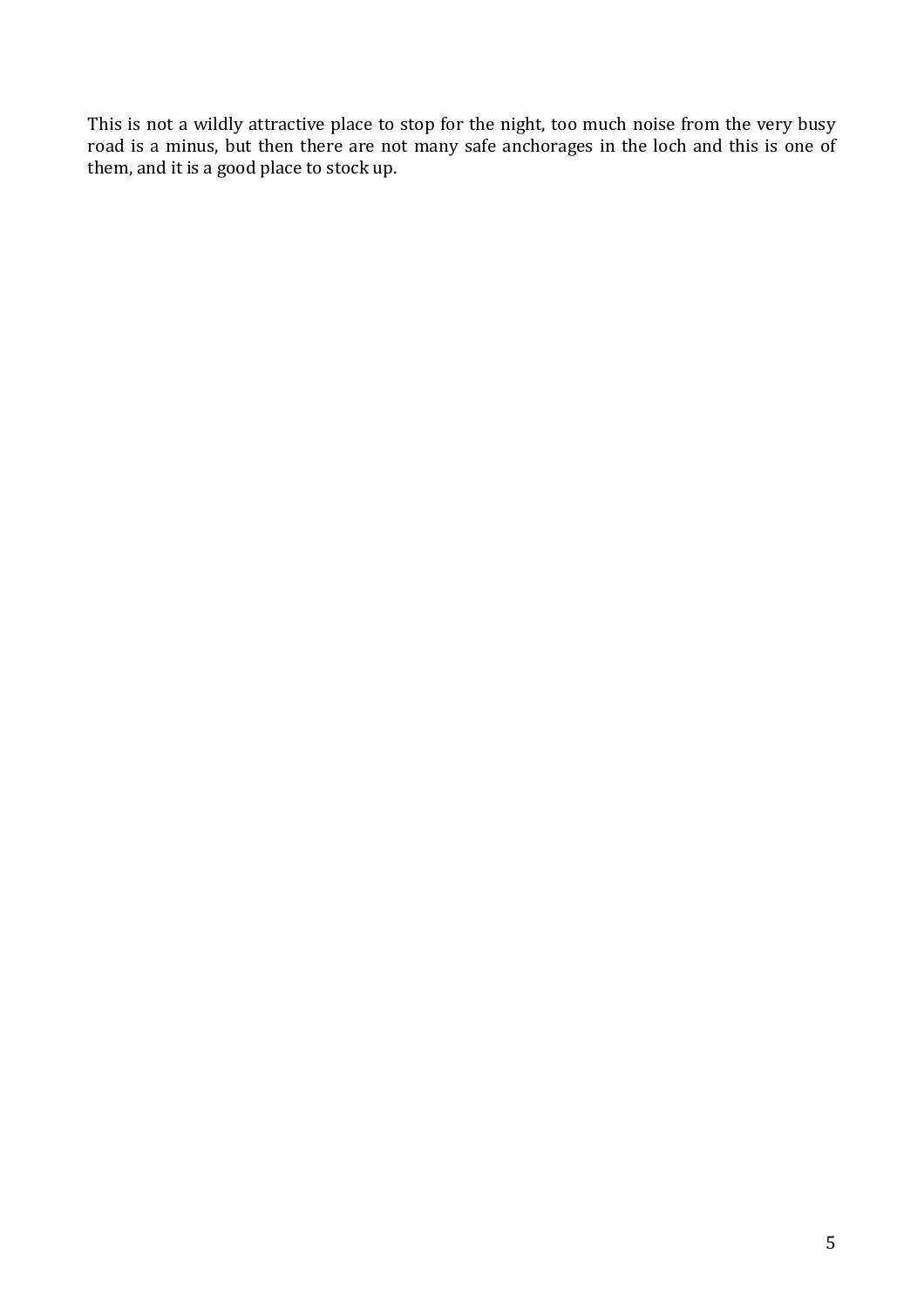This is not a wildly attractive place to stop for the night, too much noise from the very busy road is a minus, but then there are not many safe anchorages in the loch and this is one of them, and it is a good place to stock up.